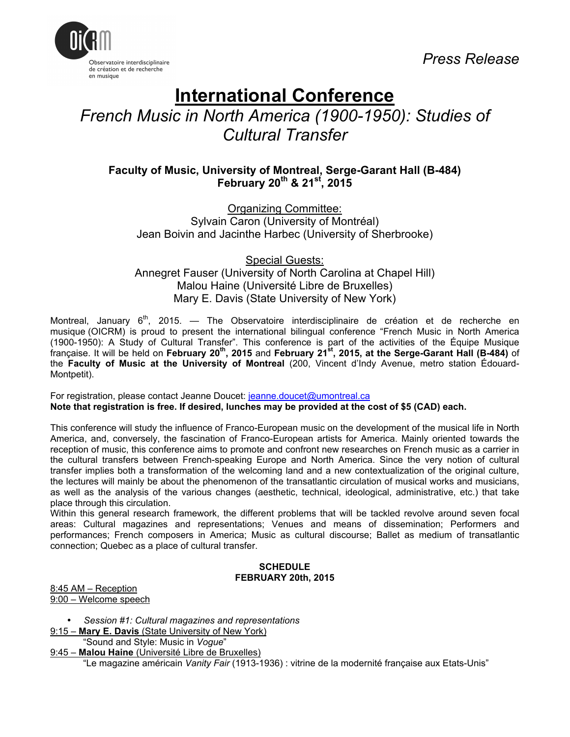Observatoire interdisciplinaire de création et de recherche en musique

*Press Release*

# International Conference

## *French Music in North America (1900-1950): Studies of Cultural Transfer*

**Faculty of Music, University of Montreal, Serge-Garant Hall (B-484)**
**February 20th & 21st, 2015**

Organizing Committee:
Sylvain Caron (University of Montréal)
Jean Boivin and Jacinthe Harbec (University of Sherbrooke)

Special Guests:
Annegret Fauser (University of North Carolina at Chapel Hill)
Malou Haine (Université Libre de Bruxelles)
Mary E. Davis (State University of New York)

Montreal, January 6th, 2015. — The Observatoire interdisciplinaire de création et de recherche en musique (OICRM) is proud to present the international bilingual conference "French Music in North America (1900-1950): A Study of Cultural Transfer". This conference is part of the activities of the Équipe Musique française. It will be held on **February 20th, 2015** and **February 21st, 2015, at the Serge-Garant Hall (B-484)** of the **Faculty of Music at the University of Montreal** (200, Vincent d'Indy Avenue, metro station Édouard-Montpetit).

For registration, please contact Jeanne Doucet: jeanne.doucet@umontreal.ca
**Note that registration is free. If desired, lunches may be provided at the cost of $5 (CAD) each.**

This conference will study the influence of Franco-European music on the development of the musical life in North America, and, conversely, the fascination of Franco-European artists for America. Mainly oriented towards the reception of music, this conference aims to promote and confront new researches on French music as a carrier in the cultural transfers between French-speaking Europe and North America. Since the very notion of cultural transfer implies both a transformation of the welcoming land and a new contextualization of the original culture, the lectures will mainly be about the phenomenon of the transatlantic circulation of musical works and musicians, as well as the analysis of the various changes (aesthetic, technical, ideological, administrative, etc.) that take place through this circulation.
Within this general research framework, the different problems that will be tackled revolve around seven focal areas: Cultural magazines and representations; Venues and means of dissemination; Performers and performances; French composers in America; Music as cultural discourse; Ballet as medium of transatlantic connection; Quebec as a place of cultural transfer.

**SCHEDULE**
**FEBRUARY 20th, 2015**

8:45 AM – Reception
9:00 – Welcome speech

- *Session #1: Cultural magazines and representations*

9:15 – **Mary E. Davis** (State University of New York)
"Sound and Style: Music in *Vogue*"

9:45 – **Malou Haine** (Université Libre de Bruxelles)
"Le magazine américain *Vanity Fair* (1913-1936) : vitrine de la modernité française aux Etats-Unis"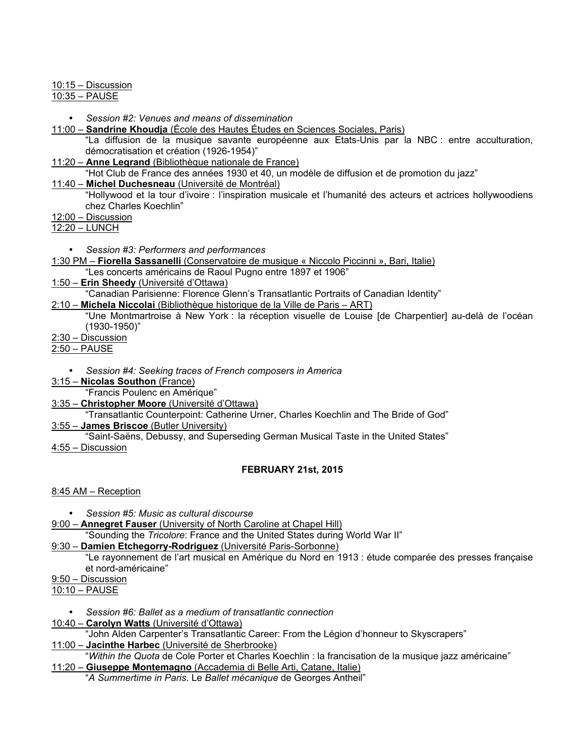10:15 – Discussion

10:35 – PAUSE

- *Session #2: Venues and means of dissemination*

11:00 – **Sandrine Khoudja** (École des Hautes Études en Sciences Sociales, Paris)
“La diffusion de la musique savante européenne aux Etats-Unis par la NBC : entre acculturation, démocratisation et création (1926-1954)”

11:20 – **Anne Legrand** (Bibliothèque nationale de France)
“Hot Club de France des années 1930 et 40, un modèle de diffusion et de promotion du jazz”

11:40 – **Michel Duchesneau** (Université de Montréal)
“Hollywood et la tour d’ivoire : l’inspiration musicale et l’humanité des acteurs et actrices hollywoodiens chez Charles Koechlin”

12:00 – Discussion

12:20 – LUNCH

- *Session #3: Performers and performances*

1:30 PM – **Fiorella Sassanelli** (Conservatoire de musique « Niccolo Piccinni », Bari, Italie)
“Les concerts américains de Raoul Pugno entre 1897 et 1906”

1:50 – **Erin Sheedy** (Université d’Ottawa)
“Canadian Parisienne: Florence Glenn’s Transatlantic Portraits of Canadian Identity”

2:10 – **Michela Niccolai** (Bibliothèque historique de la Ville de Paris – ART)
“Une Montmartroise à New York : la réception visuelle de Louise [de Charpentier] au-delà de l’océan (1930-1950)”

2:30 – Discussion

2:50 – PAUSE

- *Session #4: Seeking traces of French composers in America*

3:15 – **Nicolas Southon** (France)
“Francis Poulenc en Amérique”

3:35 – **Christopher Moore** (Université d’Ottawa)
“Transatlantic Counterpoint: Catherine Urner, Charles Koechlin and The Bride of God”

3:55 – **James Briscoe** (Butler University)
“Saint-Saëns, Debussy, and Superseding German Musical Taste in the United States”

4:55 – Discussion

**FEBRUARY 21st, 2015**

8:45 AM – Reception

- *Session #5: Music as cultural discourse*

9:00 – **Annegret Fauser** (University of North Caroline at Chapel Hill)
“Sounding the *Tricolore*: France and the United States during World War II”

9:30 – **Damien Etchegorry-Rodriguez** (Université Paris-Sorbonne)
“Le rayonnement de l’art musical en Amérique du Nord en 1913 : étude comparée des presses française et nord-américaine”

9:50 – Discussion

10:10 – PAUSE

- *Session #6: Ballet as a medium of transatlantic connection*

10:40 – **Carolyn Watts** (Université d’Ottawa)
“John Alden Carpenter’s Transatlantic Career: From the Légion d’honneur to Skyscrapers”

11:00 – **Jacinthe Harbec** (Université de Sherbrooke)
“*Within the Quota* de Cole Porter et Charles Koechlin : la francisation de la musique jazz américaine”

11:20 – **Giuseppe Montemagno** (Accademia di Belle Arti, Catane, Italie)
“*A Summertime in Paris*. Le *Ballet mécanique* de Georges Antheil”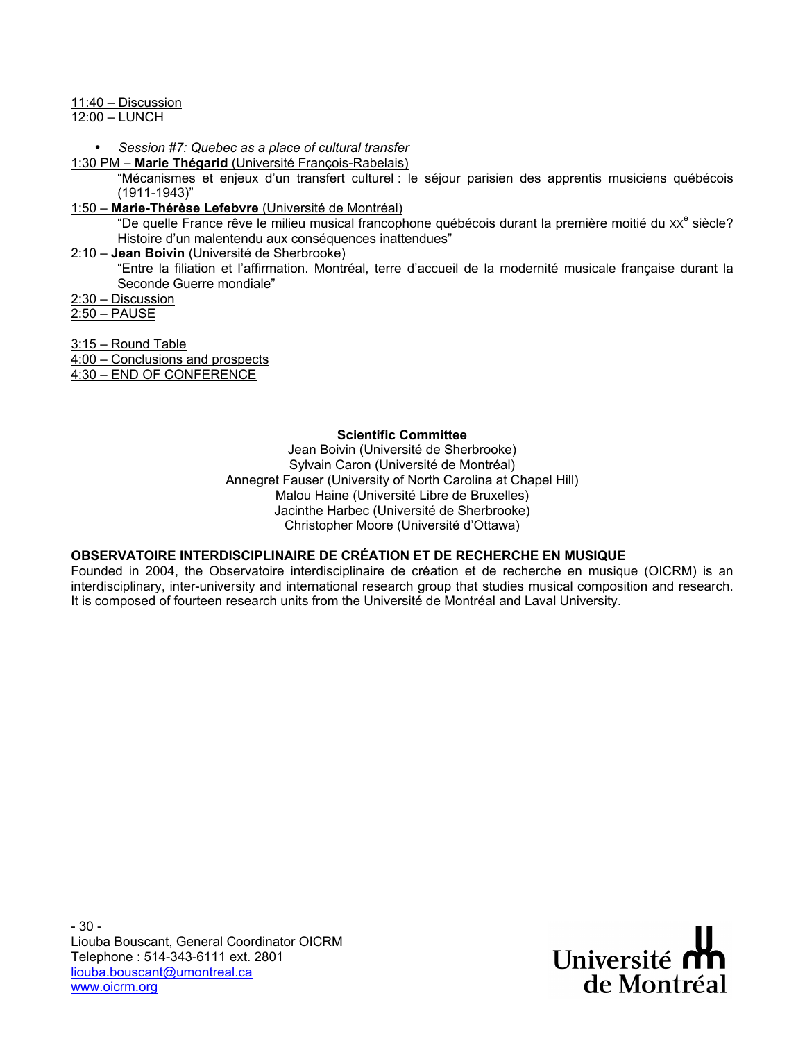11:40 – Discussion
12:00 – LUNCH

- *Session #7: Quebec as a place of cultural transfer*

1:30 PM – **Marie Thégarid** (Université François-Rabelais)

"Mécanismes et enjeux d'un transfert culturel : le séjour parisien des apprentis musiciens québécois (1911-1943)"

1:50 – **Marie-Thérèse Lefebvre** (Université de Montréal)

"De quelle France rêve le milieu musical francophone québécois durant la première moitié du xx^e siècle? Histoire d'un malentendu aux conséquences inattendues"

2:10 – **Jean Boivin** (Université de Sherbrooke)

"Entre la filiation et l'affirmation. Montréal, terre d'accueil de la modernité musicale française durant la Seconde Guerre mondiale"

2:30 – Discussion
2:50 – PAUSE

3:15 – Round Table
4:00 – Conclusions and prospects
4:30 – END OF CONFERENCE

**Scientific Committee**

Jean Boivin (Université de Sherbrooke)
Sylvain Caron (Université de Montréal)
Annegret Fauser (University of North Carolina at Chapel Hill)
Malou Haine (Université Libre de Bruxelles)
Jacinthe Harbec (Université de Sherbrooke)
Christopher Moore (Université d'Ottawa)

**OBSERVATOIRE INTERDISCIPLINAIRE DE CRÉATION ET DE RECHERCHE EN MUSIQUE**

Founded in 2004, the Observatoire interdisciplinaire de création et de recherche en musique (OICRM) is an interdisciplinary, inter-university and international research group that studies musical composition and research. It is composed of fourteen research units from the Université de Montréal and Laval University.

Liouba Bouscant, General Coordinator OICRM
Telephone : 514-343-6111 ext. 2801
liouba.bouscant@umontreal.ca
www.oicrm.org

Université de Montréal